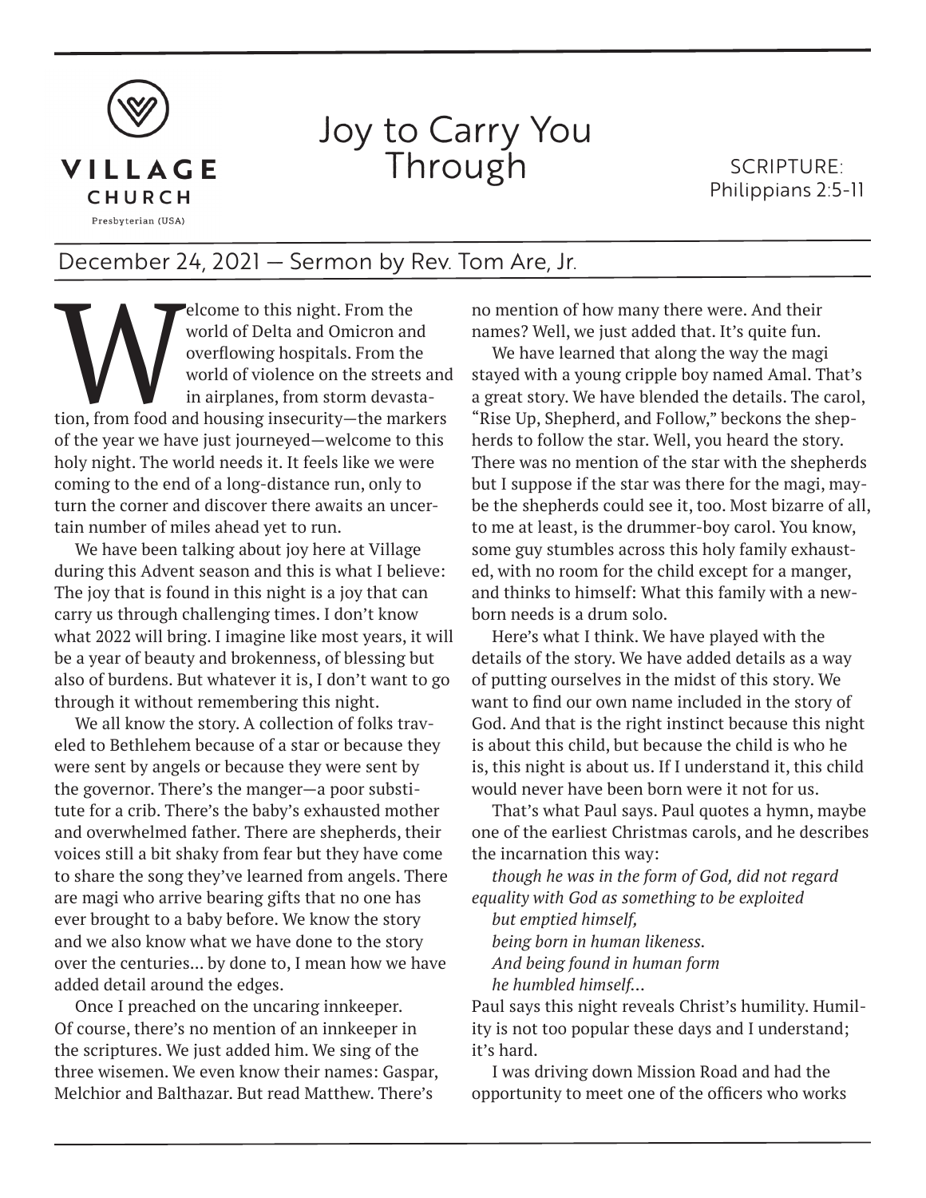VILLAGE CHURCH
Presbyterian (USA)

# Joy to Carry You Through

SCRIPTURE: Philippians 2:5-11

## December 24, 2021 — Sermon by Rev. Tom Are, Jr.

Welcome to this night. From the world of Delta and Omicron and overflowing hospitals. From the world of violence on the streets and in airplanes, from storm devastation, from food and housing insecurity—the markers of the year we have just journeyed—welcome to this holy night. The world needs it. It feels like we were coming to the end of a long-distance run, only to turn the corner and discover there awaits an uncertain number of miles ahead yet to run.

We have been talking about joy here at Village during this Advent season and this is what I believe: The joy that is found in this night is a joy that can carry us through challenging times. I don't know what 2022 will bring. I imagine like most years, it will be a year of beauty and brokenness, of blessing but also of burdens. But whatever it is, I don't want to go through it without remembering this night.

We all know the story. A collection of folks traveled to Bethlehem because of a star or because they were sent by angels or because they were sent by the governor. There's the manger—a poor substitute for a crib. There's the baby's exhausted mother and overwhelmed father. There are shepherds, their voices still a bit shaky from fear but they have come to share the song they've learned from angels. There are magi who arrive bearing gifts that no one has ever brought to a baby before. We know the story and we also know what we have done to the story over the centuries... by done to, I mean how we have added detail around the edges.

Once I preached on the uncaring innkeeper. Of course, there's no mention of an innkeeper in the scriptures. We just added him. We sing of the three wisemen. We even know their names: Gaspar, Melchior and Balthazar. But read Matthew. There's no mention of how many there were. And their names? Well, we just added that. It's quite fun.

We have learned that along the way the magi stayed with a young cripple boy named Amal. That's a great story. We have blended the details. The carol, "Rise Up, Shepherd, and Follow," beckons the shepherds to follow the star. Well, you heard the story. There was no mention of the star with the shepherds but I suppose if the star was there for the magi, maybe the shepherds could see it, too. Most bizarre of all, to me at least, is the drummer-boy carol. You know, some guy stumbles across this holy family exhausted, with no room for the child except for a manger, and thinks to himself: What this family with a newborn needs is a drum solo.

Here's what I think. We have played with the details of the story. We have added details as a way of putting ourselves in the midst of this story. We want to find our own name included in the story of God. And that is the right instinct because this night is about this child, but because the child is who he is, this night is about us. If I understand it, this child would never have been born were it not for us.

That's what Paul says. Paul quotes a hymn, maybe one of the earliest Christmas carols, and he describes the incarnation this way:

*though he was in the form of God, did not regard equality with God as something to be exploited*
*but emptied himself,*
*being born in human likeness.*
*And being found in human form*
*he humbled himself...*

Paul says this night reveals Christ's humility. Humility is not too popular these days and I understand; it's hard.

I was driving down Mission Road and had the opportunity to meet one of the officers who works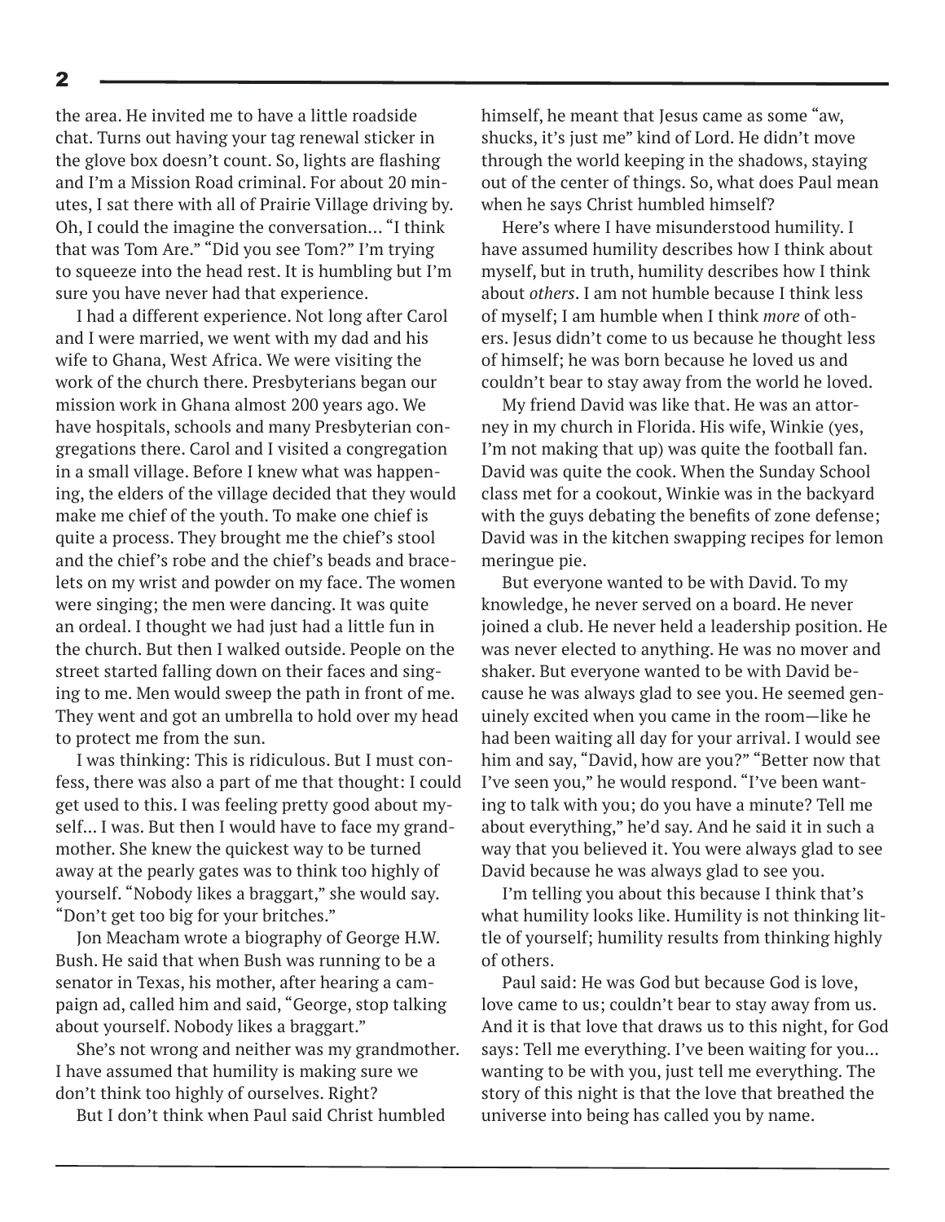the area. He invited me to have a little roadside chat. Turns out having your tag renewal sticker in the glove box doesn't count. So, lights are flashing and I'm a Mission Road criminal. For about 20 minutes, I sat there with all of Prairie Village driving by. Oh, I could the imagine the conversation… "I think that was Tom Are." "Did you see Tom?" I'm trying to squeeze into the head rest. It is humbling but I'm sure you have never had that experience.

I had a different experience. Not long after Carol and I were married, we went with my dad and his wife to Ghana, West Africa. We were visiting the work of the church there. Presbyterians began our mission work in Ghana almost 200 years ago. We have hospitals, schools and many Presbyterian congregations there. Carol and I visited a congregation in a small village. Before I knew what was happening, the elders of the village decided that they would make me chief of the youth. To make one chief is quite a process. They brought me the chief's stool and the chief's robe and the chief's beads and bracelets on my wrist and powder on my face. The women were singing; the men were dancing. It was quite an ordeal. I thought we had just had a little fun in the church. But then I walked outside. People on the street started falling down on their faces and singing to me. Men would sweep the path in front of me. They went and got an umbrella to hold over my head to protect me from the sun.

I was thinking: This is ridiculous. But I must confess, there was also a part of me that thought: I could get used to this. I was feeling pretty good about myself… I was. But then I would have to face my grandmother. She knew the quickest way to be turned away at the pearly gates was to think too highly of yourself. "Nobody likes a braggart," she would say. "Don't get too big for your britches."

Jon Meacham wrote a biography of George H.W. Bush. He said that when Bush was running to be a senator in Texas, his mother, after hearing a campaign ad, called him and said, "George, stop talking about yourself. Nobody likes a braggart."

She's not wrong and neither was my grandmother. I have assumed that humility is making sure we don't think too highly of ourselves. Right?

But I don't think when Paul said Christ humbled himself, he meant that Jesus came as some "aw, shucks, it's just me" kind of Lord. He didn't move through the world keeping in the shadows, staying out of the center of things. So, what does Paul mean when he says Christ humbled himself?

Here's where I have misunderstood humility. I have assumed humility describes how I think about myself, but in truth, humility describes how I think about *others*. I am not humble because I think less of myself; I am humble when I think *more* of others. Jesus didn't come to us because he thought less of himself; he was born because he loved us and couldn't bear to stay away from the world he loved.

My friend David was like that. He was an attorney in my church in Florida. His wife, Winkie (yes, I'm not making that up) was quite the football fan. David was quite the cook. When the Sunday School class met for a cookout, Winkie was in the backyard with the guys debating the benefits of zone defense; David was in the kitchen swapping recipes for lemon meringue pie.

But everyone wanted to be with David. To my knowledge, he never served on a board. He never joined a club. He never held a leadership position. He was never elected to anything. He was no mover and shaker. But everyone wanted to be with David because he was always glad to see you. He seemed genuinely excited when you came in the room—like he had been waiting all day for your arrival. I would see him and say, "David, how are you?" "Better now that I've seen you," he would respond. "I've been wanting to talk with you; do you have a minute? Tell me about everything," he'd say. And he said it in such a way that you believed it. You were always glad to see David because he was always glad to see you.

I'm telling you about this because I think that's what humility looks like. Humility is not thinking little of yourself; humility results from thinking highly of others.

Paul said: He was God but because God is love, love came to us; couldn't bear to stay away from us. And it is that love that draws us to this night, for God says: Tell me everything. I've been waiting for you… wanting to be with you, just tell me everything. The story of this night is that the love that breathed the universe into being has called you by name.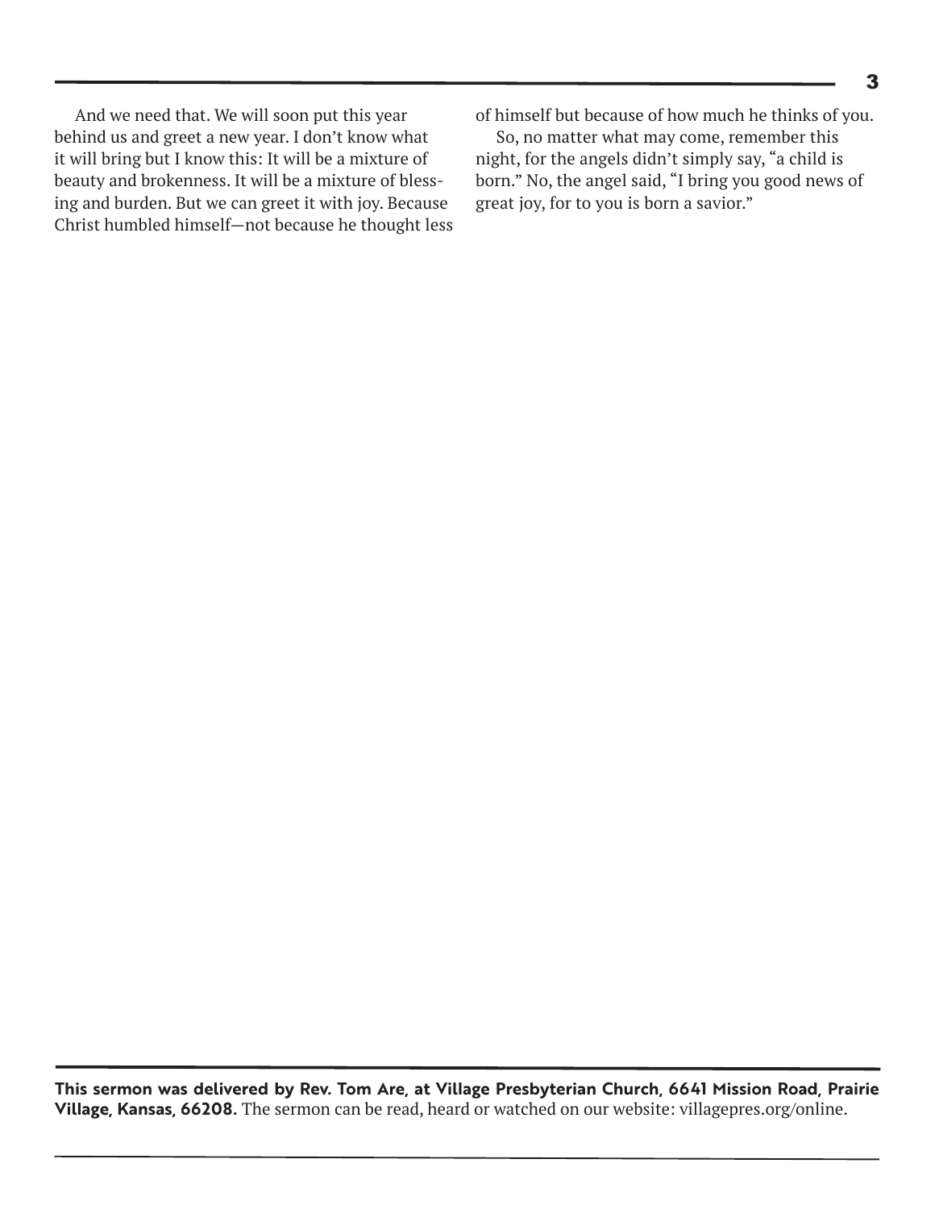And we need that. We will soon put this year behind us and greet a new year. I don't know what it will bring but I know this: It will be a mixture of beauty and brokenness. It will be a mixture of blessing and burden. But we can greet it with joy. Because Christ humbled himself—not because he thought less of himself but because of how much he thinks of you.

So, no matter what may come, remember this night, for the angels didn't simply say, "a child is born." No, the angel said, "I bring you good news of great joy, for to you is born a savior."

---

**This sermon was delivered by Rev. Tom Are, at Village Presbyterian Church, 6641 Mission Road, Prairie Village, Kansas, 66208.** The sermon can be read, heard or watched on our website: villagepres.org/online.